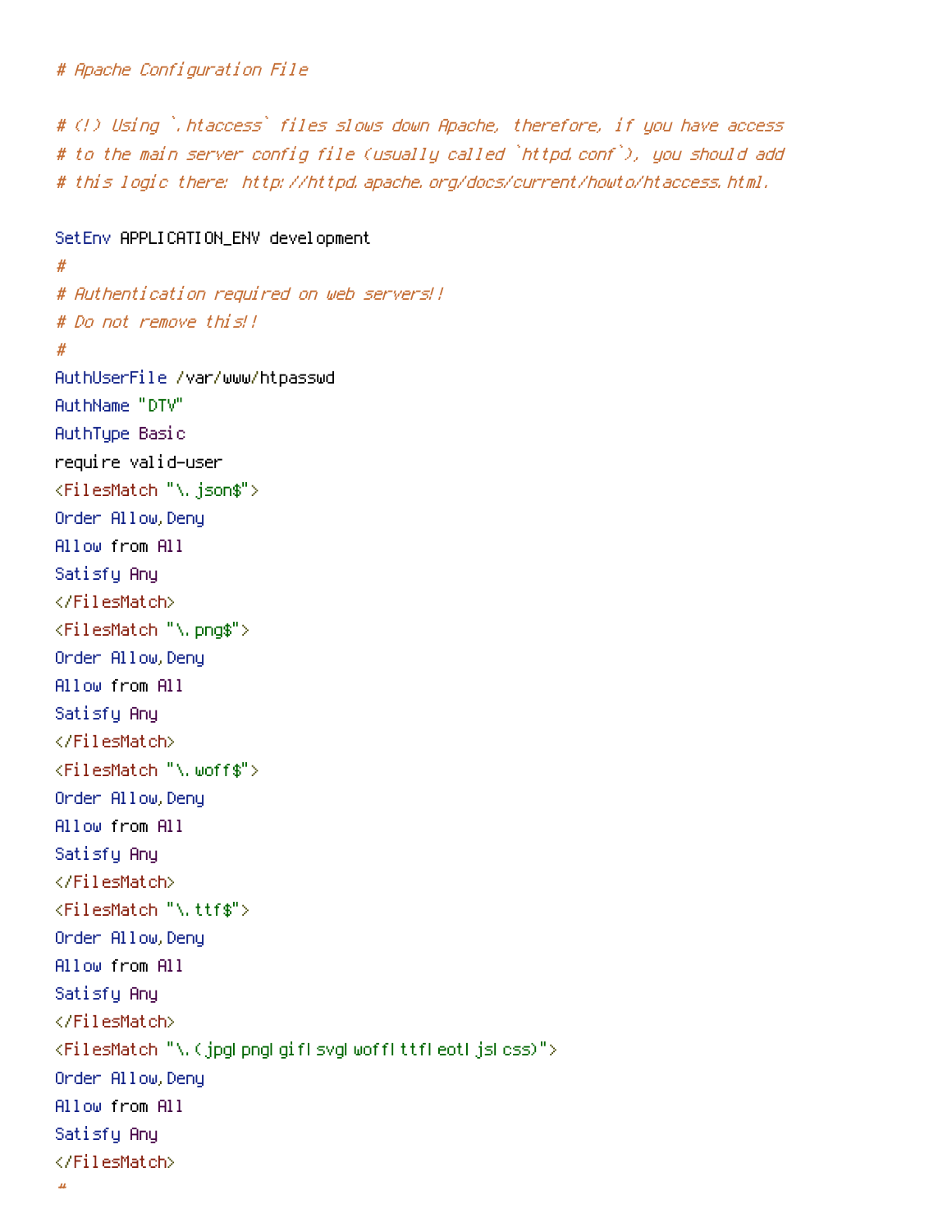```
# Apache Configuration File

# (!) Using `.htaccess` files slows down Apache, therefore, if you have access
# to the main server config file (usually called `httpd.conf`), you should add
# this logic there: http://httpd.apache.org/docs/current/howto/htaccess.html.

SetEnv APPLICATION_ENV development
#
# Authentication required on web servers!!
# Do not remove this!!
#
AuthUserFile /var/www/htpasswd
AuthName "DTV"
AuthType Basic
require valid-user
<FilesMatch "\.json$">
Order Allow,Deny
Allow from All
Satisfy Any
</FilesMatch>
<FilesMatch "\.png$">
Order Allow,Deny
Allow from All
Satisfy Any
</FilesMatch>
<FilesMatch "\.woff$">
Order Allow,Deny
Allow from All
Satisfy Any
</FilesMatch>
<FilesMatch "\.ttf$">
Order Allow,Deny
Allow from All
Satisfy Any
</FilesMatch>
<FilesMatch "\.(jpg|png|gif|svg|woff|ttf|eot|js|css)">
Order Allow,Deny
Allow from All
Satisfy Any
</FilesMatch>
#
```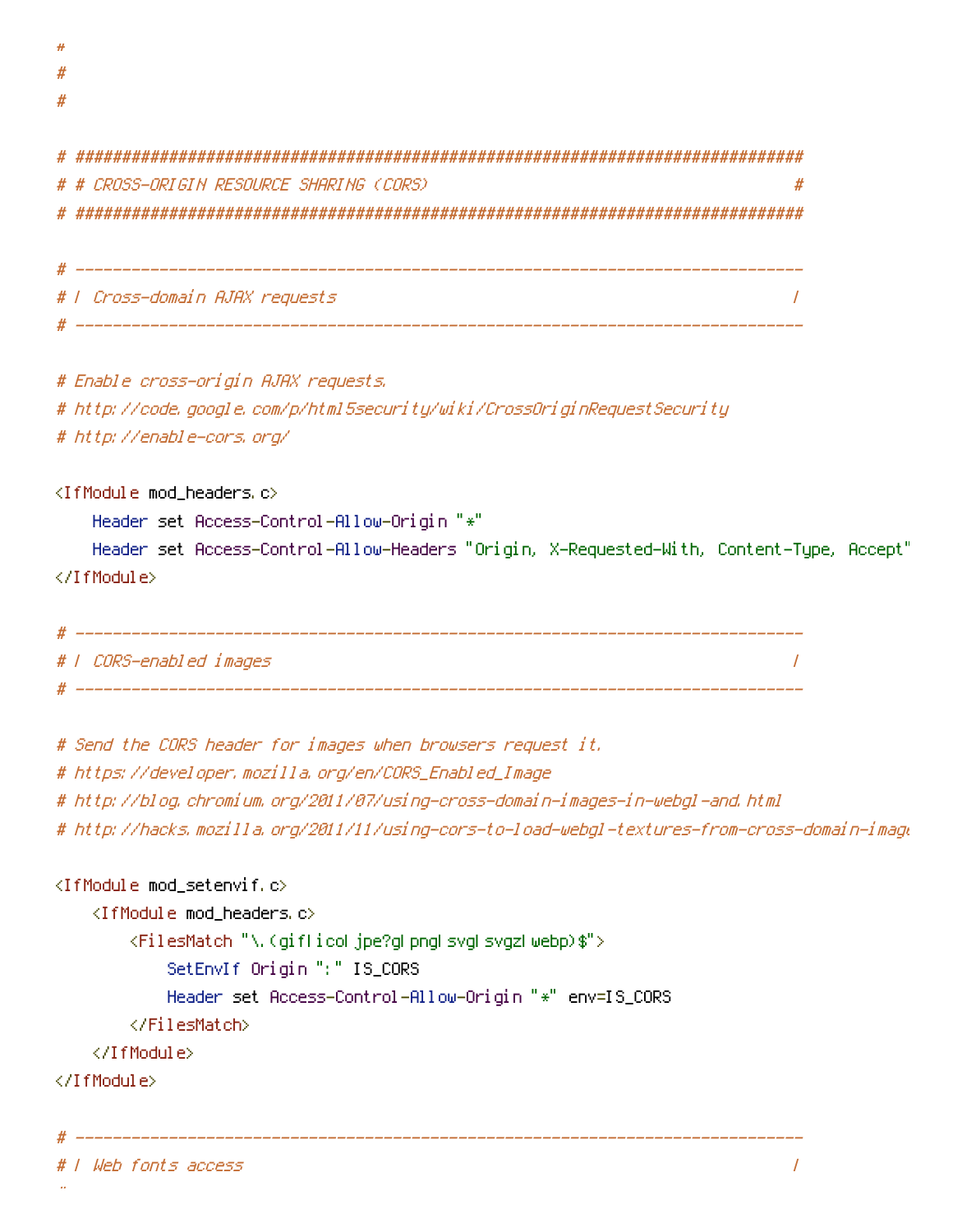```
#
#
#

# ##############################################################################
# # CROSS-ORIGIN RESOURCE SHARING (CORS)                                       #
# ##############################################################################

# ------------------------------------------------------------------------------
# | Cross-domain AJAX requests                                                 |
# ------------------------------------------------------------------------------

# Enable cross-origin AJAX requests.
# http://code.google.com/p/html5security/wiki/CrossOriginRequestSecurity
# http://enable-cors.org/

<IfModule mod_headers.c>
    Header set Access-Control-Allow-Origin "*"
    Header set Access-Control-Allow-Headers "Origin, X-Requested-With, Content-Type, Accept"
</IfModule>

# ------------------------------------------------------------------------------
# | CORS-enabled images                                                        |
# ------------------------------------------------------------------------------

# Send the CORS header for images when browsers request it.
# https://developer.mozilla.org/en/CORS_Enabled_Image
# http://blog.chromium.org/2011/07/using-cross-domain-images-in-webgl-and.html
# http://hacks.mozilla.org/2011/11/using-cors-to-load-webgl-textures-from-cross-domain-image

<IfModule mod_setenvif.c>
    <IfModule mod_headers.c>
        <FilesMatch "\.(gif|ico|jpe?g|png|svg|svgz|webp)$">
            SetEnvIf Origin ":" IS_CORS
            Header set Access-Control-Allow-Origin "*" env=IS_CORS
        </FilesMatch>
    </IfModule>
</IfModule>

# ------------------------------------------------------------------------------
# | Web fonts access                                                           |
```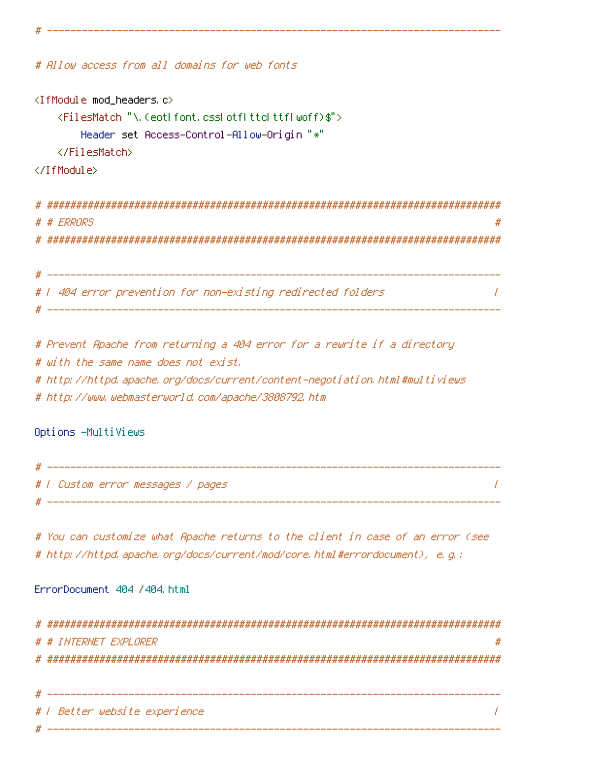```
# ------------------------------------------------------------------------------

# Allow access from all domains for web fonts

<IfModule mod_headers.c>
    <FilesMatch "\.(eot|font.css|otf|ttc|ttf|woff)$">
        Header set Access-Control-Allow-Origin "*"
    </FilesMatch>
</IfModule>

# ##############################################################################
# # ERRORS                                                                     #
# ##############################################################################

# ------------------------------------------------------------------------------
# | 404 error prevention for non-existing redirected folders                   |
# ------------------------------------------------------------------------------

# Prevent Apache from returning a 404 error for a rewrite if a directory
# with the same name does not exist.
# http://httpd.apache.org/docs/current/content-negotiation.html#multiviews
# http://www.webmasterworld.com/apache/3808792.htm

Options -MultiViews

# ------------------------------------------------------------------------------
# | Custom error messages / pages                                              |
# ------------------------------------------------------------------------------

# You can customize what Apache returns to the client in case of an error (see
# http://httpd.apache.org/docs/current/mod/core.html#errordocument), e.g.:

ErrorDocument 404 /404.html

# ##############################################################################
# # INTERNET EXPLORER                                                          #
# ##############################################################################

# ------------------------------------------------------------------------------
# | Better website experience                                                  |
# ------------------------------------------------------------------------------
```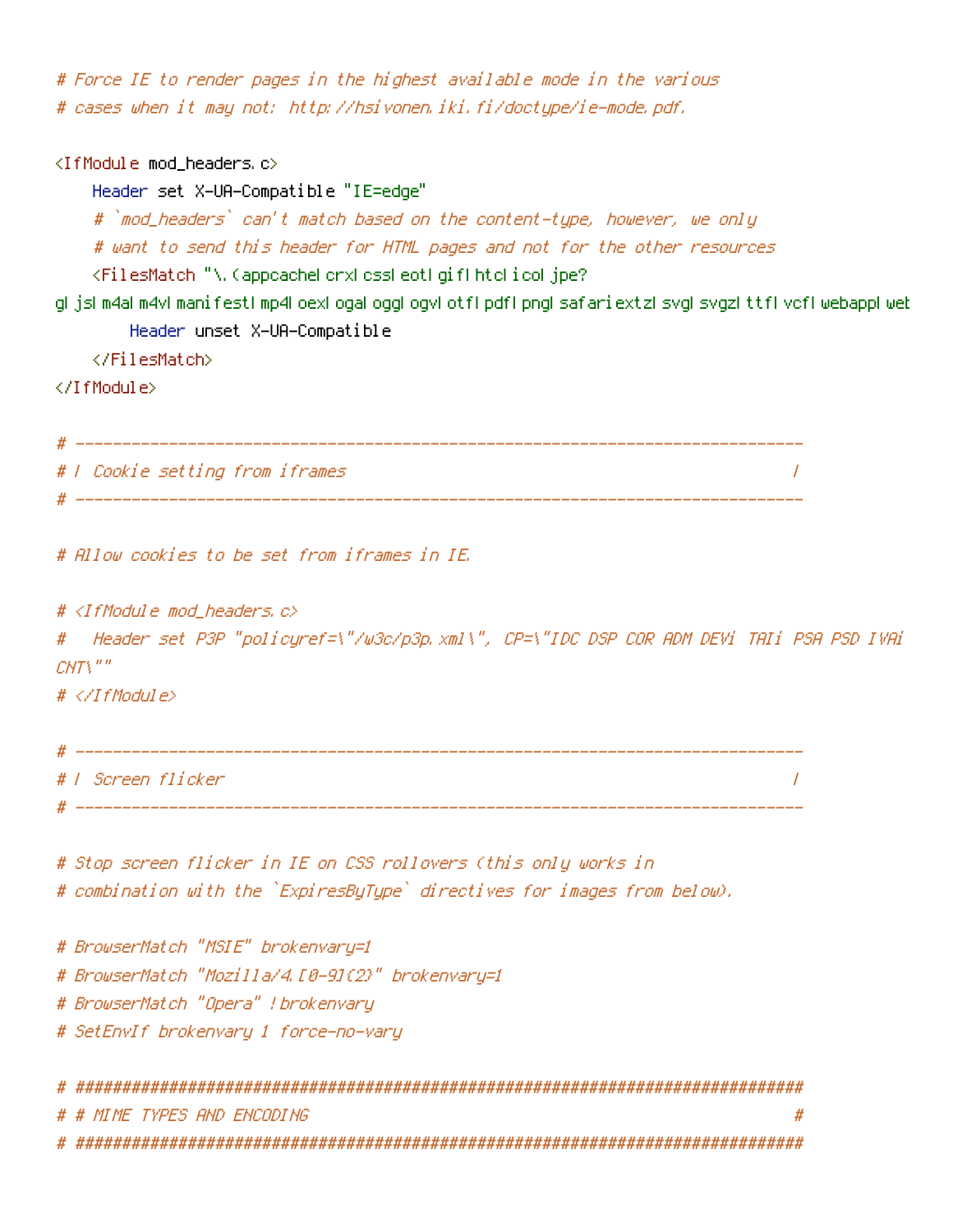```
# Force IE to render pages in the highest available mode in the various
# cases when it may not: http://hsivonen.iki.fi/doctype/ie-mode.pdf.

<IfModule mod_headers.c>
    Header set X-UA-Compatible "IE=edge"
    # `mod_headers` can't match based on the content-type, however, we only
    # want to send this header for HTML pages and not for the other resources
    <FilesMatch "\.(appcache|crx|css|eot|gif|htc|ico|jpe?
g|js|m4a|m4v|manifest|mp4|oex|oga|ogg|ogv|otf|pdf|png|safariextz|svg|svgz|ttf|vcf|webapp|wet
        Header unset X-UA-Compatible
    </FilesMatch>
</IfModule>

# ------------------------------------------------------------------------------
# | Cookie setting from iframes                                                |
# ------------------------------------------------------------------------------

# Allow cookies to be set from iframes in IE.

# <IfModule mod_headers.c>
#   Header set P3P "policyref=\"/w3c/p3p.xml\", CP=\"IDC DSP COR ADM DEVi TAIi PSA PSD IVAi
CNT\""
# </IfModule>

# ------------------------------------------------------------------------------
# | Screen flicker                                                             |
# ------------------------------------------------------------------------------

# Stop screen flicker in IE on CSS rollovers (this only works in
# combination with the `ExpiresByType` directives for images from below).

# BrowserMatch "MSIE" brokenvary=1
# BrowserMatch "Mozilla/4.[0-9]{2}" brokenvary=1
# BrowserMatch "Opera" !brokenvary
# SetEnvIf brokenvary 1 force-no-vary

# ##############################################################################
# # MIME TYPES AND ENCODING                                                    #
# ##############################################################################
```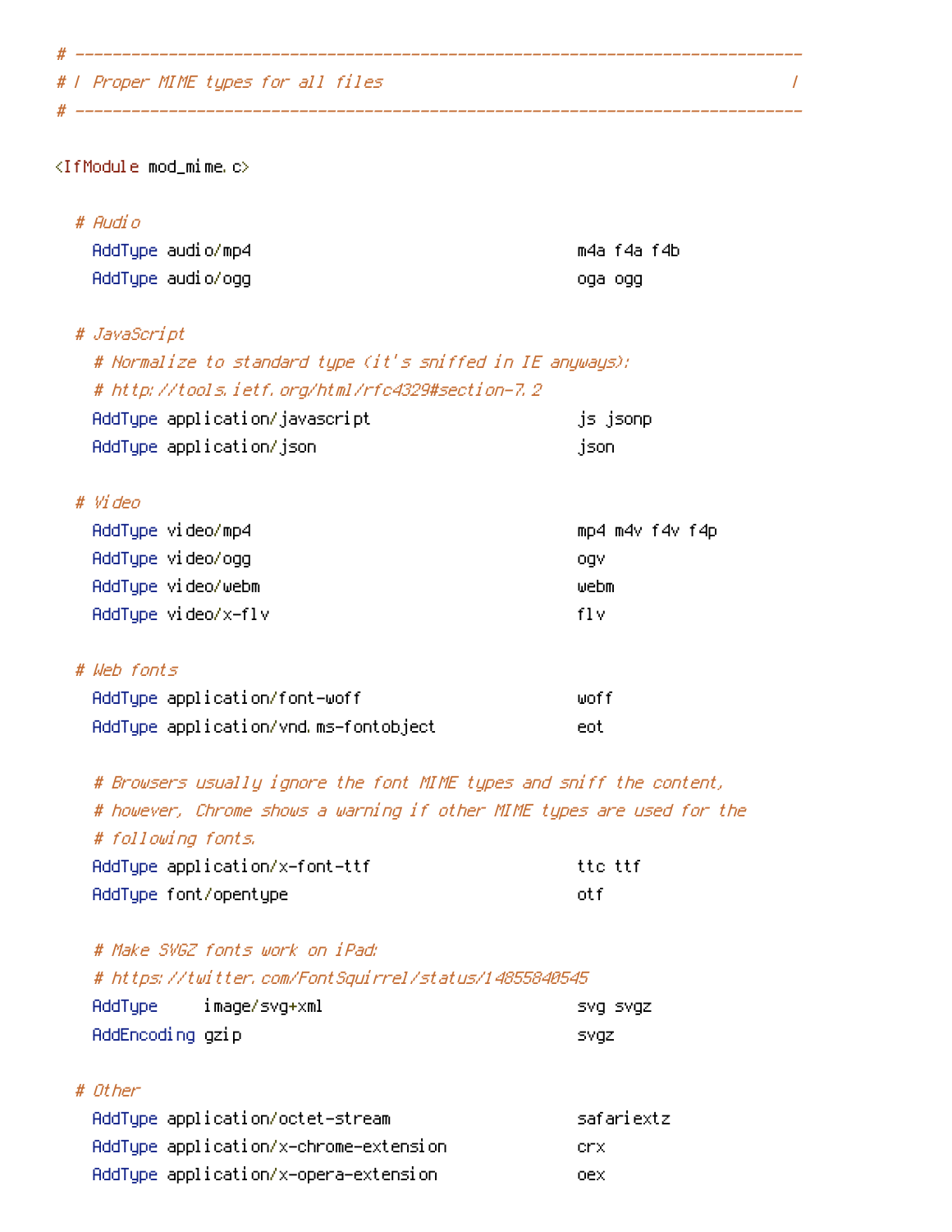```
# ------------------------------------------------------------------------------
# | Proper MIME types for all files                                            |
# ------------------------------------------------------------------------------

<IfModule mod_mime.c>

  # Audio
    AddType audio/mp4                                   m4a f4a f4b
    AddType audio/ogg                                   oga ogg

  # JavaScript
    # Normalize to standard type (it's sniffed in IE anyways):
    # http://tools.ietf.org/html/rfc4329#section-7.2
    AddType application/javascript                      js jsonp
    AddType application/json                            json

  # Video
    AddType video/mp4                                   mp4 m4v f4v f4p
    AddType video/ogg                                   ogv
    AddType video/webm                                  webm
    AddType video/x-flv                                 flv

  # Web fonts
    AddType application/font-woff                       woff
    AddType application/vnd.ms-fontobject               eot

    # Browsers usually ignore the font MIME types and sniff the content,
    # however, Chrome shows a warning if other MIME types are used for the
    # following fonts.
    AddType application/x-font-ttf                      ttc ttf
    AddType font/opentype                               otf

    # Make SVGZ fonts work on iPad:
    # https://twitter.com/FontSquirrel/status/14855840545
    AddType     image/svg+xml                           svg svgz
    AddEncoding gzip                                    svgz

  # Other
    AddType application/octet-stream                    safariextz
    AddType application/x-chrome-extension              crx
    AddType application/x-opera-extension               oex
```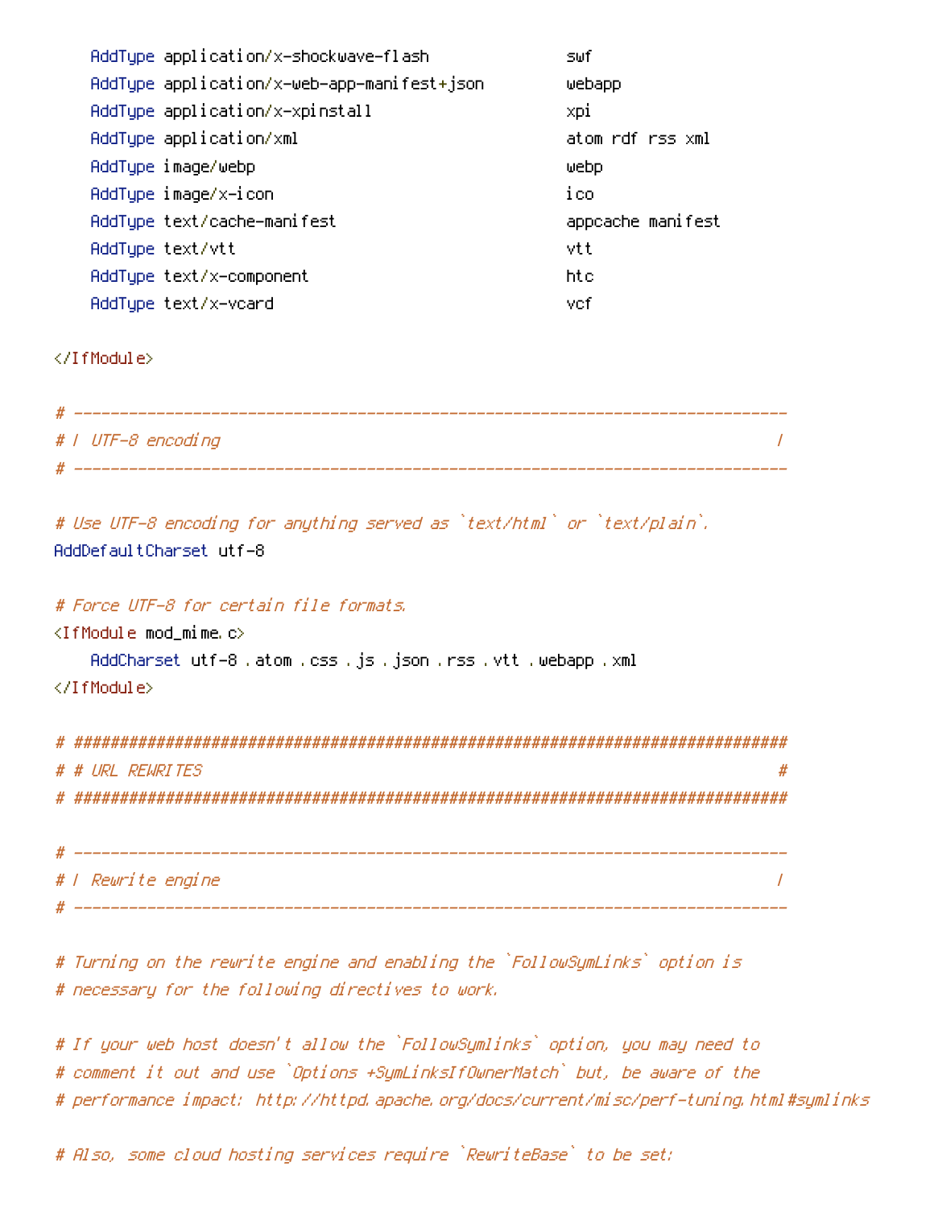```
    AddType application/x-shockwave-flash               swf
    AddType application/x-web-app-manifest+json         webapp
    AddType application/x-xpinstall                     xpi
    AddType application/xml                             atom rdf rss xml
    AddType image/webp                                  webp
    AddType image/x-icon                                ico
    AddType text/cache-manifest                         appcache manifest
    AddType text/vtt                                    vtt
    AddType text/x-component                            htc
    AddType text/x-vcard                                vcf

</IfModule>

# ------------------------------------------------------------------------------
# | UTF-8 encoding                                                             |
# ------------------------------------------------------------------------------

# Use UTF-8 encoding for anything served as `text/html` or `text/plain`.
AddDefaultCharset utf-8

# Force UTF-8 for certain file formats.
<IfModule mod_mime.c>
    AddCharset utf-8 .atom .css .js .json .rss .vtt .webapp .xml
</IfModule>

# ##############################################################################
# # URL REWRITES                                                               #
# ##############################################################################

# ------------------------------------------------------------------------------
# | Rewrite engine                                                             |
# ------------------------------------------------------------------------------

# Turning on the rewrite engine and enabling the `FollowSymLinks` option is
# necessary for the following directives to work.

# If your web host doesn't allow the `FollowSymlinks` option, you may need to
# comment it out and use `Options +SymLinksIfOwnerMatch` but, be aware of the
# performance impact: http://httpd.apache.org/docs/current/misc/perf-tuning.html#symlinks

# Also, some cloud hosting services require `RewriteBase` to be set:
```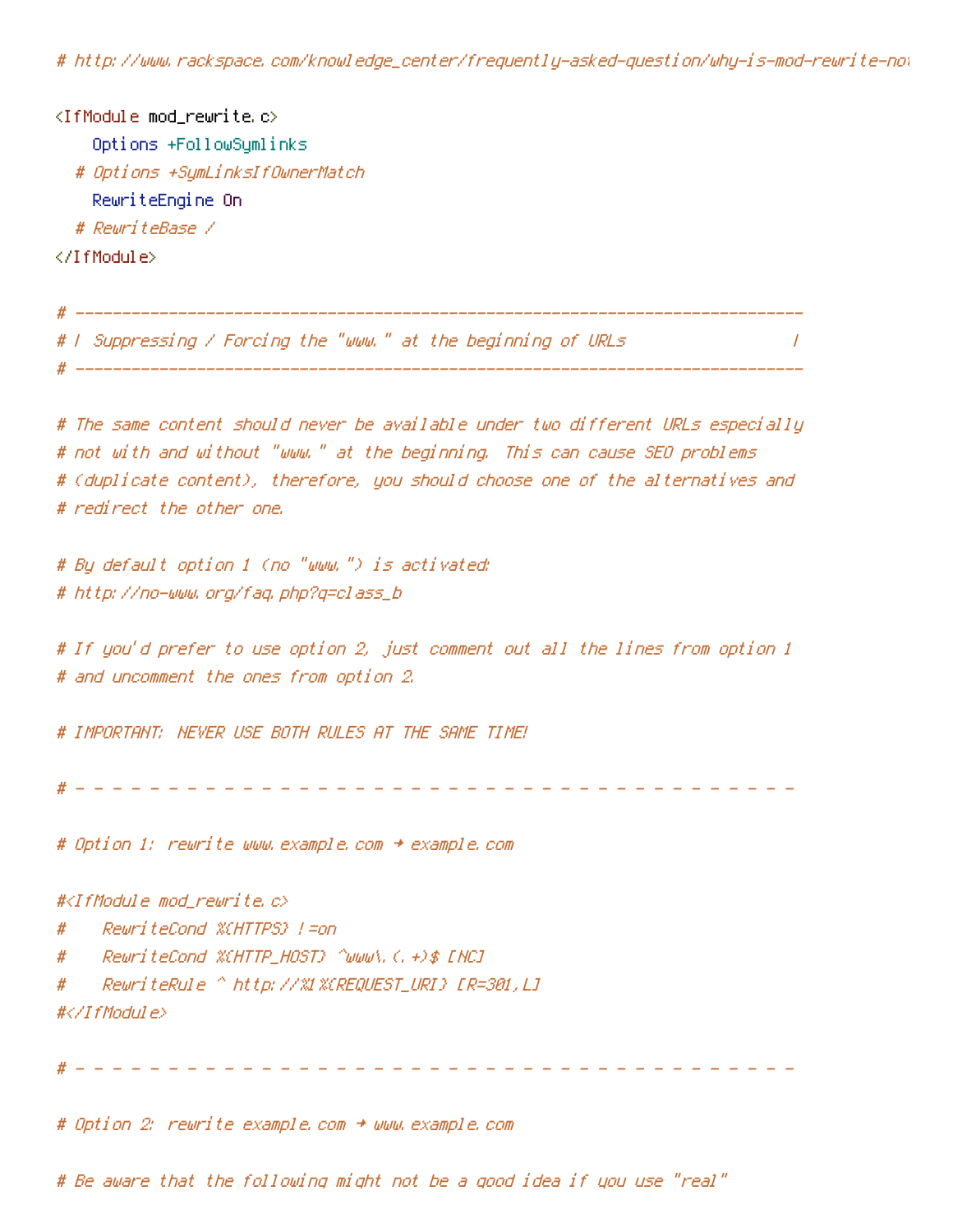```
# http://www.rackspace.com/knowledge_center/frequently-asked-question/why-is-mod-rewrite-not

<IfModule mod_rewrite.c>
    Options +FollowSymlinks
  # Options +SymLinksIfOwnerMatch
    RewriteEngine On
  # RewriteBase /
</IfModule>

# ------------------------------------------------------------------------------
# | Suppressing / Forcing the "www." at the beginning of URLs                  |
# ------------------------------------------------------------------------------

# The same content should never be available under two different URLs especially
# not with and without "www." at the beginning. This can cause SEO problems
# (duplicate content), therefore, you should choose one of the alternatives and
# redirect the other one.

# By default option 1 (no "www.") is activated:
# http://no-www.org/faq.php?q=class_b

# If you'd prefer to use option 2, just comment out all the lines from option 1
# and uncomment the ones from option 2.

# IMPORTANT: NEVER USE BOTH RULES AT THE SAME TIME!

# - - - - - - - - - - - - - - - - - - - - - - - - - - - - - - - - - - - - - - -

# Option 1: rewrite www.example.com → example.com

#<IfModule mod_rewrite.c>
#    RewriteCond %{HTTPS} !=on
#    RewriteCond %{HTTP_HOST} ^www\.(.+)$ [NC]
#    RewriteRule ^ http://%1%{REQUEST_URI} [R=301,L]
#</IfModule>

# - - - - - - - - - - - - - - - - - - - - - - - - - - - - - - - - - - - - - - -

# Option 2: rewrite example.com → www.example.com

# Be aware that the following might not be a good idea if you use "real"
```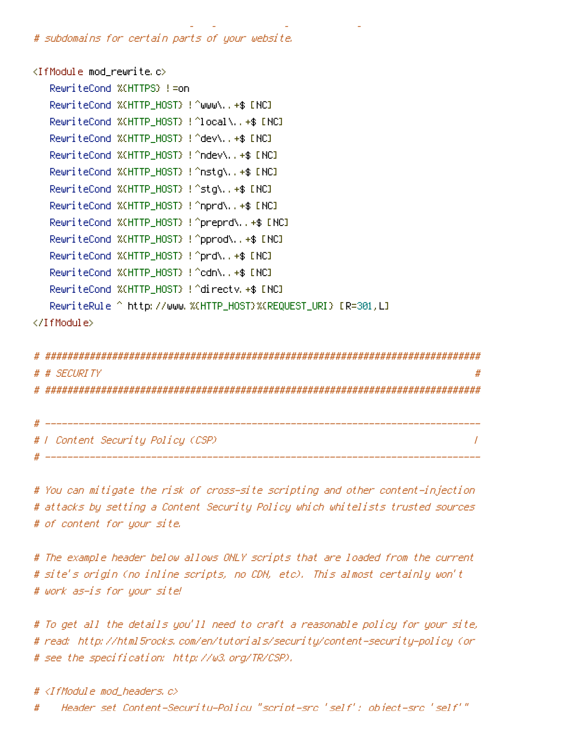```
# subdomains for certain parts of your website.

<IfModule mod_rewrite.c>
   RewriteCond %{HTTPS} !=on
   RewriteCond %{HTTP_HOST} !^www\..+$ [NC]
   RewriteCond %{HTTP_HOST} !^local\..+$ [NC]
   RewriteCond %{HTTP_HOST} !^dev\..+$ [NC]
   RewriteCond %{HTTP_HOST} !^ndev\..+$ [NC]
   RewriteCond %{HTTP_HOST} !^nstg\..+$ [NC]
   RewriteCond %{HTTP_HOST} !^stg\..+$ [NC]
   RewriteCond %{HTTP_HOST} !^nprd\..+$ [NC]
   RewriteCond %{HTTP_HOST} !^preprd\..+$ [NC]
   RewriteCond %{HTTP_HOST} !^pprod\..+$ [NC]
   RewriteCond %{HTTP_HOST} !^prd\..+$ [NC]
   RewriteCond %{HTTP_HOST} !^cdn\..+$ [NC]
   RewriteCond %{HTTP_HOST} !^directv.+$ [NC]
   RewriteRule ^ http://www.%{HTTP_HOST}%{REQUEST_URI} [R=301,L]
</IfModule>

# ##############################################################################
# # SECURITY                                                                   #
# ##############################################################################

# ------------------------------------------------------------------------------
# | Content Security Policy (CSP)                                              |
# ------------------------------------------------------------------------------

# You can mitigate the risk of cross-site scripting and other content-injection
# attacks by setting a Content Security Policy which whitelists trusted sources
# of content for your site.

# The example header below allows ONLY scripts that are loaded from the current
# site's origin (no inline scripts, no CDN, etc). This almost certainly won't
# work as-is for your site!

# To get all the details you'll need to craft a reasonable policy for your site,
# read: http://html5rocks.com/en/tutorials/security/content-security-policy (or
# see the specification: http://w3.org/TR/CSP).

# <IfModule mod_headers.c>
#    Header set Content-Security-Policy "script-src 'self'; object-src 'self'"
```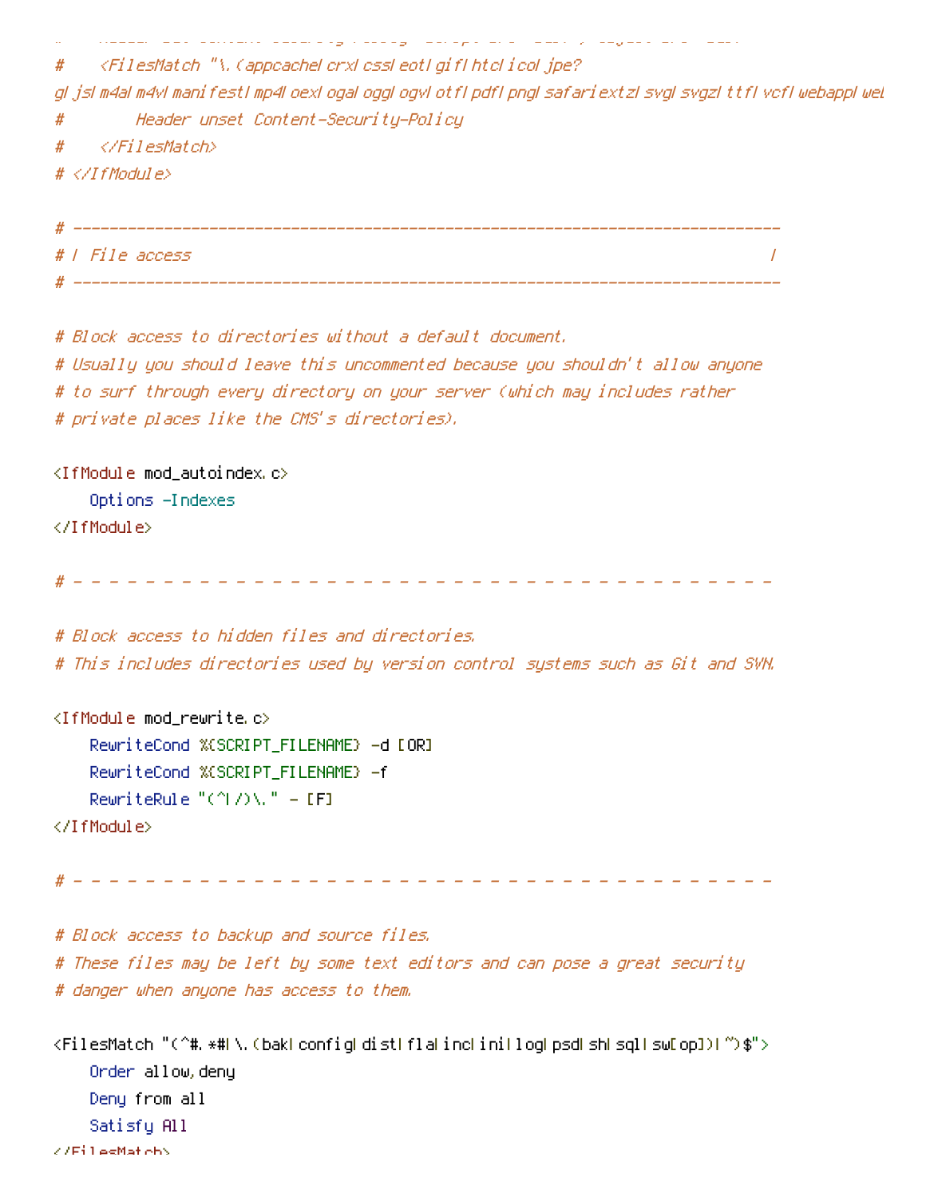```
#     Header set Content-Security-Policy "script-src 'self'; object-src 'self'"
#     <FilesMatch "\.(appcache|crx|css|eot|gif|htc|ico|jpe?g|js|m4a|m4v|manifest|mp4|oex|oga|ogg|ogv|otf|pdf|png|safariextz|svg|svgz|ttf|vcf|webapp|web
#         Header unset Content-Security-Policy
#     </FilesMatch>
# </IfModule>

# ------------------------------------------------------------------------------
# | File access                                                                |
# ------------------------------------------------------------------------------

# Block access to directories without a default document.
# Usually you should leave this uncommented because you shouldn't allow anyone
# to surf through every directory on your server (which may includes rather
# private places like the CMS's directories).

<IfModule mod_autoindex.c>
    Options -Indexes
</IfModule>

# - - - - - - - - - - - - - - - - - - - - - - - - - - - - - - - - - - - - - - -

# Block access to hidden files and directories.
# This includes directories used by version control systems such as Git and SVN.

<IfModule mod_rewrite.c>
    RewriteCond %{SCRIPT_FILENAME} -d [OR]
    RewriteCond %{SCRIPT_FILENAME} -f
    RewriteRule "(^|/)\." - [F]
</IfModule>

# - - - - - - - - - - - - - - - - - - - - - - - - - - - - - - - - - - - - - - -

# Block access to backup and source files.
# These files may be left by some text editors and can pose a great security
# danger when anyone has access to them.

<FilesMatch "(^#.*#|\.(bak|config|dist|fla|inc|ini|log|psd|sh|sql|sw[op])|~)$">
    Order allow,deny
    Deny from all
    Satisfy All
</FilesMatch>
```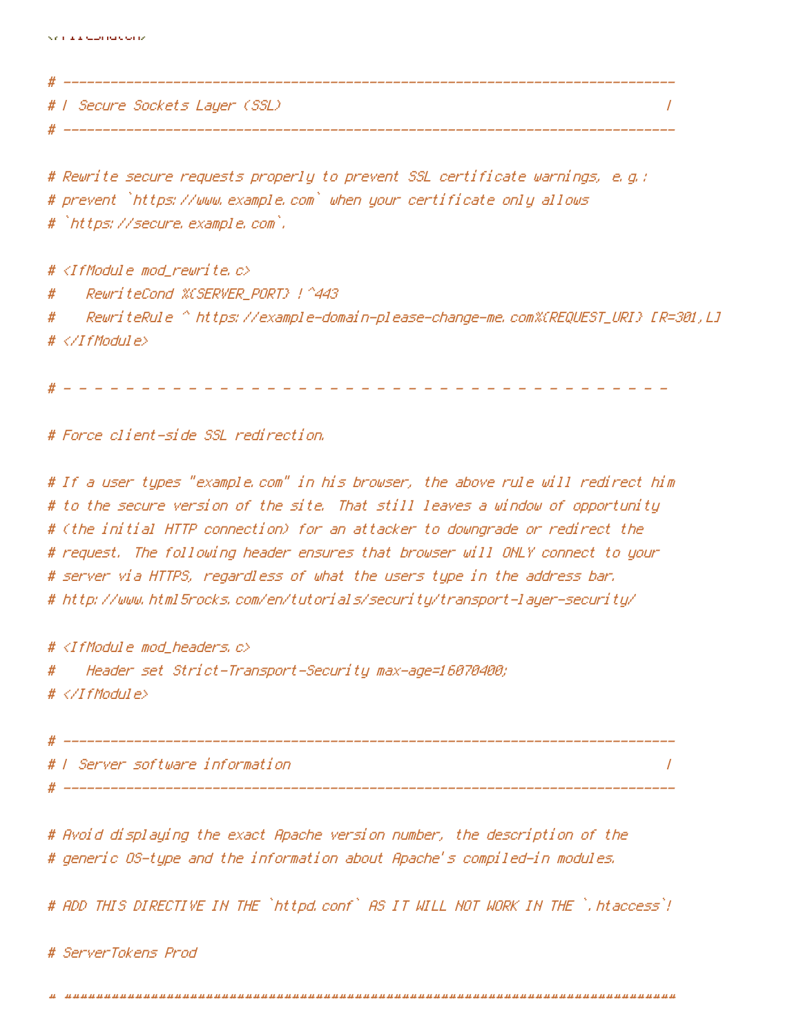```
</FilesMatch>

# ------------------------------------------------------------------------------
# | Secure Sockets Layer (SSL)                                                 |
# ------------------------------------------------------------------------------

# Rewrite secure requests properly to prevent SSL certificate warnings, e.g.:
# prevent `https://www.example.com` when your certificate only allows
# `https://secure.example.com`.

# <IfModule mod_rewrite.c>
#    RewriteCond %{SERVER_PORT} !^443
#    RewriteRule ^ https://example-domain-please-change-me.com%{REQUEST_URI} [R=301,L]
# </IfModule>

# - - - - - - - - - - - - - - - - - - - - - - - - - - - - - - - - - - - - - - -

# Force client-side SSL redirection.

# If a user types "example.com" in his browser, the above rule will redirect him
# to the secure version of the site. That still leaves a window of opportunity
# (the initial HTTP connection) for an attacker to downgrade or redirect the
# request. The following header ensures that browser will ONLY connect to your
# server via HTTPS, regardless of what the users type in the address bar.
# http://www.html5rocks.com/en/tutorials/security/transport-layer-security/

# <IfModule mod_headers.c>
#    Header set Strict-Transport-Security max-age=16070400;
# </IfModule>

# ------------------------------------------------------------------------------
# | Server software information                                                |
# ------------------------------------------------------------------------------

# Avoid displaying the exact Apache version number, the description of the
# generic OS-type and the information about Apache's compiled-in modules.

# ADD THIS DIRECTIVE IN THE `httpd.conf` AS IT WILL NOT WORK IN THE `.htaccess`!

# ServerTokens Prod

# ##############################################################################
```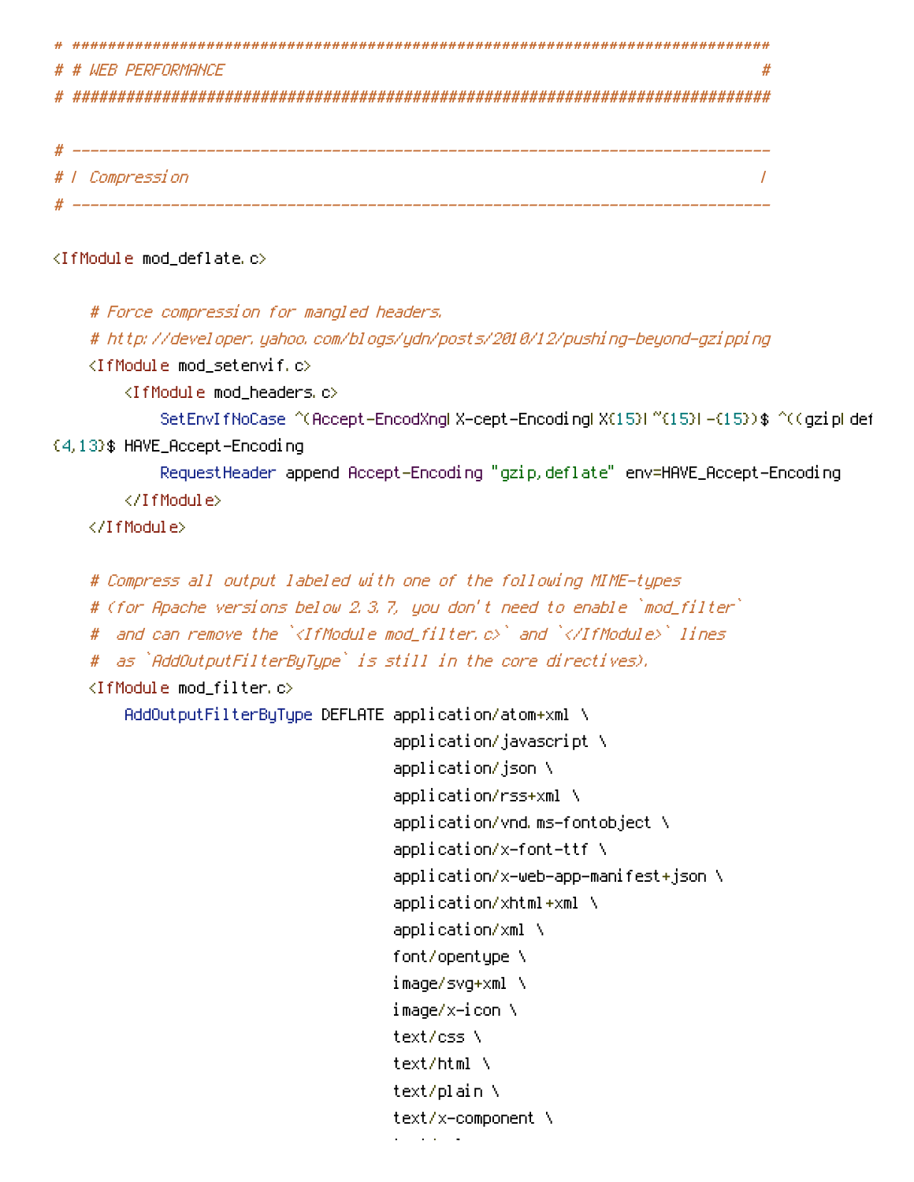```
# ######################################################################
# # WEB PERFORMANCE                                                    #
# ######################################################################

# ----------------------------------------------------------------------
# | Compression                                                        |
# ----------------------------------------------------------------------

<IfModule mod_deflate.c>

    # Force compression for mangled headers.
    # http://developer.yahoo.com/blogs/ydn/posts/2010/12/pushing-beyond-gzipping
    <IfModule mod_setenvif.c>
        <IfModule mod_headers.c>
            SetEnvIfNoCase ^(Accept-EncodXng|X-cept-Encoding|X{15}|~{15}|-{15})$ ^((gzip|def
{4,13}$ HAVE_Accept-Encoding
            RequestHeader append Accept-Encoding "gzip,deflate" env=HAVE_Accept-Encoding
        </IfModule>
    </IfModule>

    # Compress all output labeled with one of the following MIME-types
    # (for Apache versions below 2.3.7, you don't need to enable `mod_filter`
    #  and can remove the `<IfModule mod_filter.c>` and `</IfModule>` lines
    #  as `AddOutputFilterByType` is still in the core directives).
    <IfModule mod_filter.c>
        AddOutputFilterByType DEFLATE application/atom+xml \
                                      application/javascript \
                                      application/json \
                                      application/rss+xml \
                                      application/vnd.ms-fontobject \
                                      application/x-font-ttf \
                                      application/x-web-app-manifest+json \
                                      application/xhtml+xml \
                                      application/xml \
                                      font/opentype \
                                      image/svg+xml \
                                      image/x-icon \
                                      text/css \
                                      text/html \
                                      text/plain \
                                      text/x-component \
```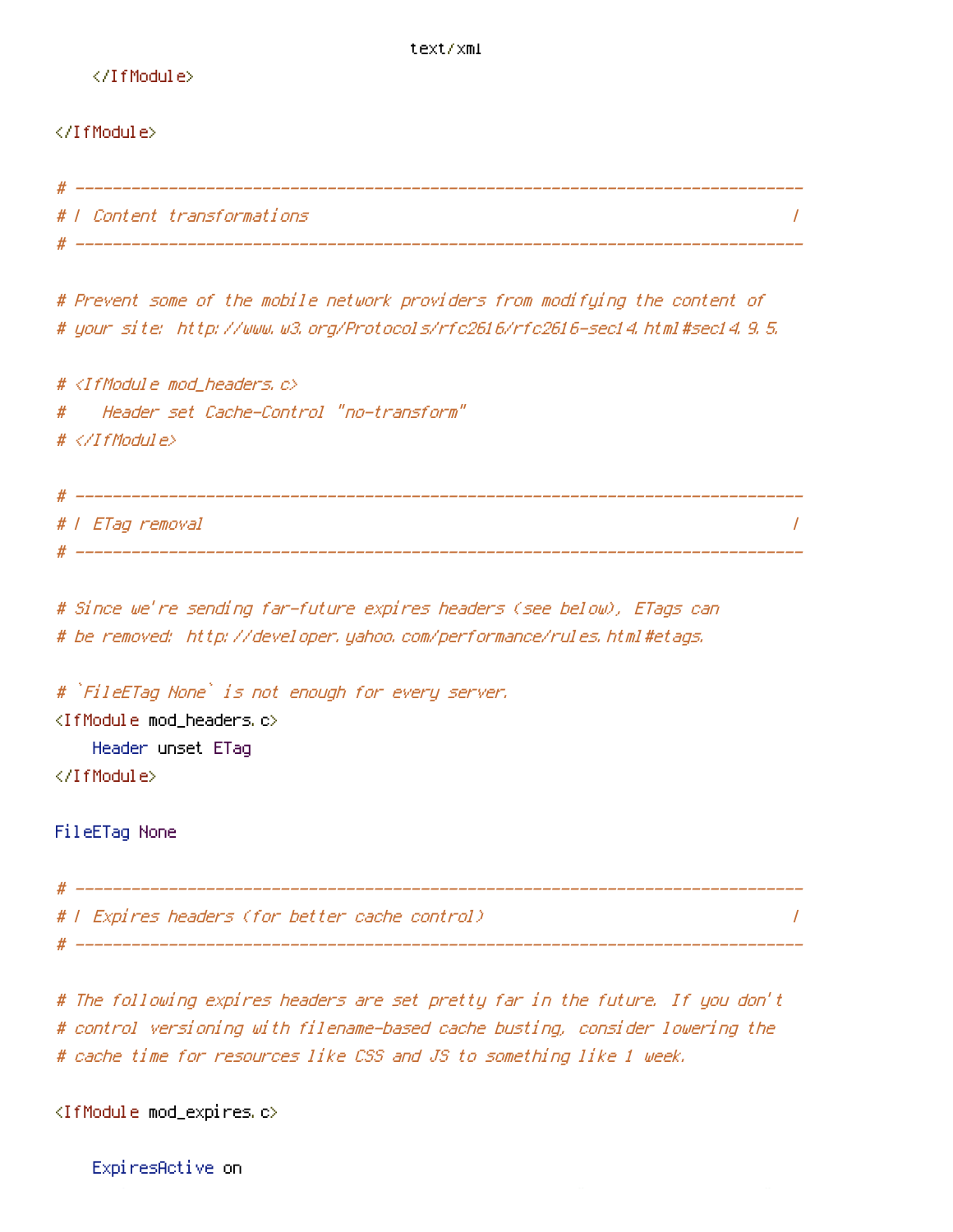```
                                text/xml
    </IfModule>

</IfModule>

# ------------------------------------------------------------------------------
# | Content transformations                                                    |
# ------------------------------------------------------------------------------

# Prevent some of the mobile network providers from modifying the content of
# your site: http://www.w3.org/Protocols/rfc2616/rfc2616-sec14.html#sec14.9.5.

# <IfModule mod_headers.c>
#    Header set Cache-Control "no-transform"
# </IfModule>

# ------------------------------------------------------------------------------
# | ETag removal                                                               |
# ------------------------------------------------------------------------------

# Since we're sending far-future expires headers (see below), ETags can
# be removed: http://developer.yahoo.com/performance/rules.html#etags.

# `FileETag None` is not enough for every server.
<IfModule mod_headers.c>
    Header unset ETag
</IfModule>

FileETag None

# ------------------------------------------------------------------------------
# | Expires headers (for better cache control)                                 |
# ------------------------------------------------------------------------------

# The following expires headers are set pretty far in the future. If you don't
# control versioning with filename-based cache busting, consider lowering the
# cache time for resources like CSS and JS to something like 1 week.

<IfModule mod_expires.c>

    ExpiresActive on
```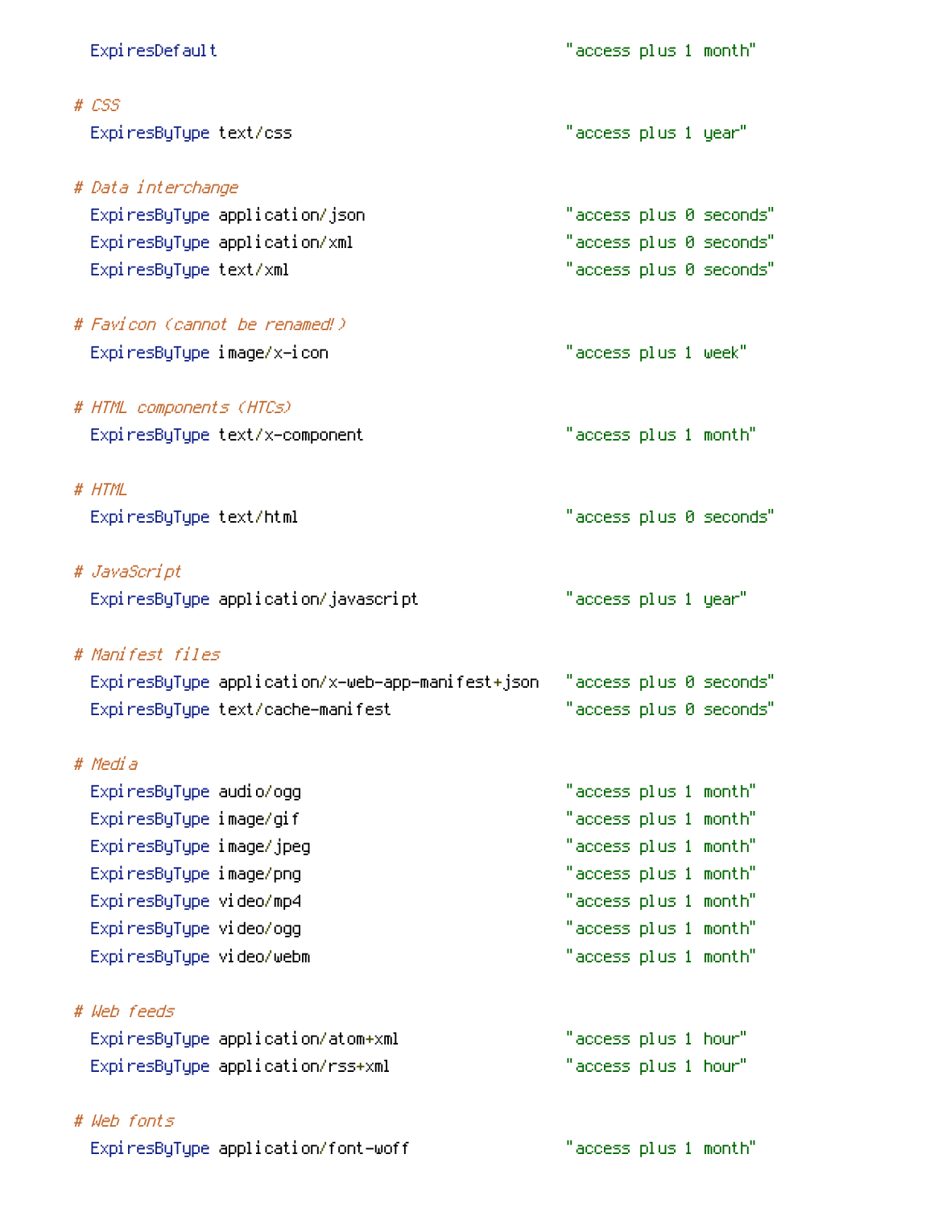```
    ExpiresDefault                                      "access plus 1 month"

  # CSS
    ExpiresByType text/css                              "access plus 1 year"

  # Data interchange
    ExpiresByType application/json                      "access plus 0 seconds"
    ExpiresByType application/xml                       "access plus 0 seconds"
    ExpiresByType text/xml                              "access plus 0 seconds"

  # Favicon (cannot be renamed!)
    ExpiresByType image/x-icon                          "access plus 1 week"

  # HTML components (HTCs)
    ExpiresByType text/x-component                      "access plus 1 month"

  # HTML
    ExpiresByType text/html                             "access plus 0 seconds"

  # JavaScript
    ExpiresByType application/javascript                "access plus 1 year"

  # Manifest files
    ExpiresByType application/x-web-app-manifest+json   "access plus 0 seconds"
    ExpiresByType text/cache-manifest                   "access plus 0 seconds"

  # Media
    ExpiresByType audio/ogg                             "access plus 1 month"
    ExpiresByType image/gif                             "access plus 1 month"
    ExpiresByType image/jpeg                            "access plus 1 month"
    ExpiresByType image/png                             "access plus 1 month"
    ExpiresByType video/mp4                             "access plus 1 month"
    ExpiresByType video/ogg                             "access plus 1 month"
    ExpiresByType video/webm                            "access plus 1 month"

  # Web feeds
    ExpiresByType application/atom+xml                  "access plus 1 hour"
    ExpiresByType application/rss+xml                   "access plus 1 hour"

  # Web fonts
    ExpiresByType application/font-woff                 "access plus 1 month"
```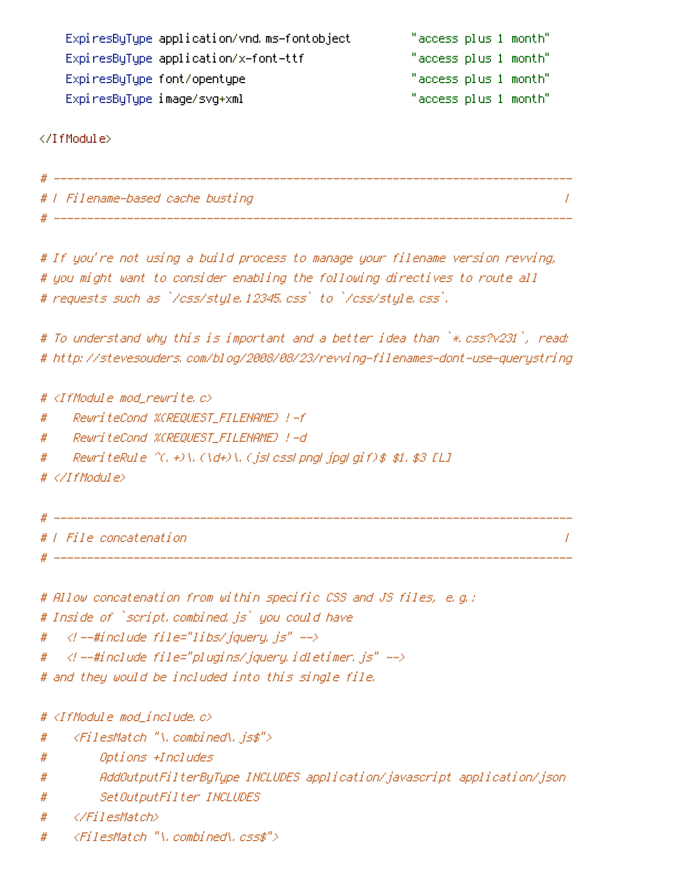```
    ExpiresByType application/vnd.ms-fontobject         "access plus 1 month"
    ExpiresByType application/x-font-ttf                "access plus 1 month"
    ExpiresByType font/opentype                         "access plus 1 month"
    ExpiresByType image/svg+xml                         "access plus 1 month"

</IfModule>

# ------------------------------------------------------------------------------
# | Filename-based cache busting                                               |
# ------------------------------------------------------------------------------

# If you're not using a build process to manage your filename version revving,
# you might want to consider enabling the following directives to route all
# requests such as `/css/style.12345.css` to `/css/style.css`.

# To understand why this is important and a better idea than `*.css?v231`, read:
# http://stevesouders.com/blog/2008/08/23/revving-filenames-dont-use-querystring

# <IfModule mod_rewrite.c>
#     RewriteCond %{REQUEST_FILENAME} !-f
#     RewriteCond %{REQUEST_FILENAME} !-d
#     RewriteRule ^(.+)\.(\d+)\.(js|css|png|jpg|gif)$ $1.$3 [L]
# </IfModule>

# ------------------------------------------------------------------------------
# | File concatenation                                                         |
# ------------------------------------------------------------------------------

# Allow concatenation from within specific CSS and JS files, e.g.:
# Inside of `script.combined.js` you could have
#   <!--#include file="libs/jquery.js" -->
#   <!--#include file="plugins/jquery.idletimer.js" -->
# and they would be included into this single file.

# <IfModule mod_include.c>
#     <FilesMatch "\.combined\.js$">
#         Options +Includes
#         AddOutputFilterByType INCLUDES application/javascript application/json
#         SetOutputFilter INCLUDES
#     </FilesMatch>
#     <FilesMatch "\.combined\.css$">
```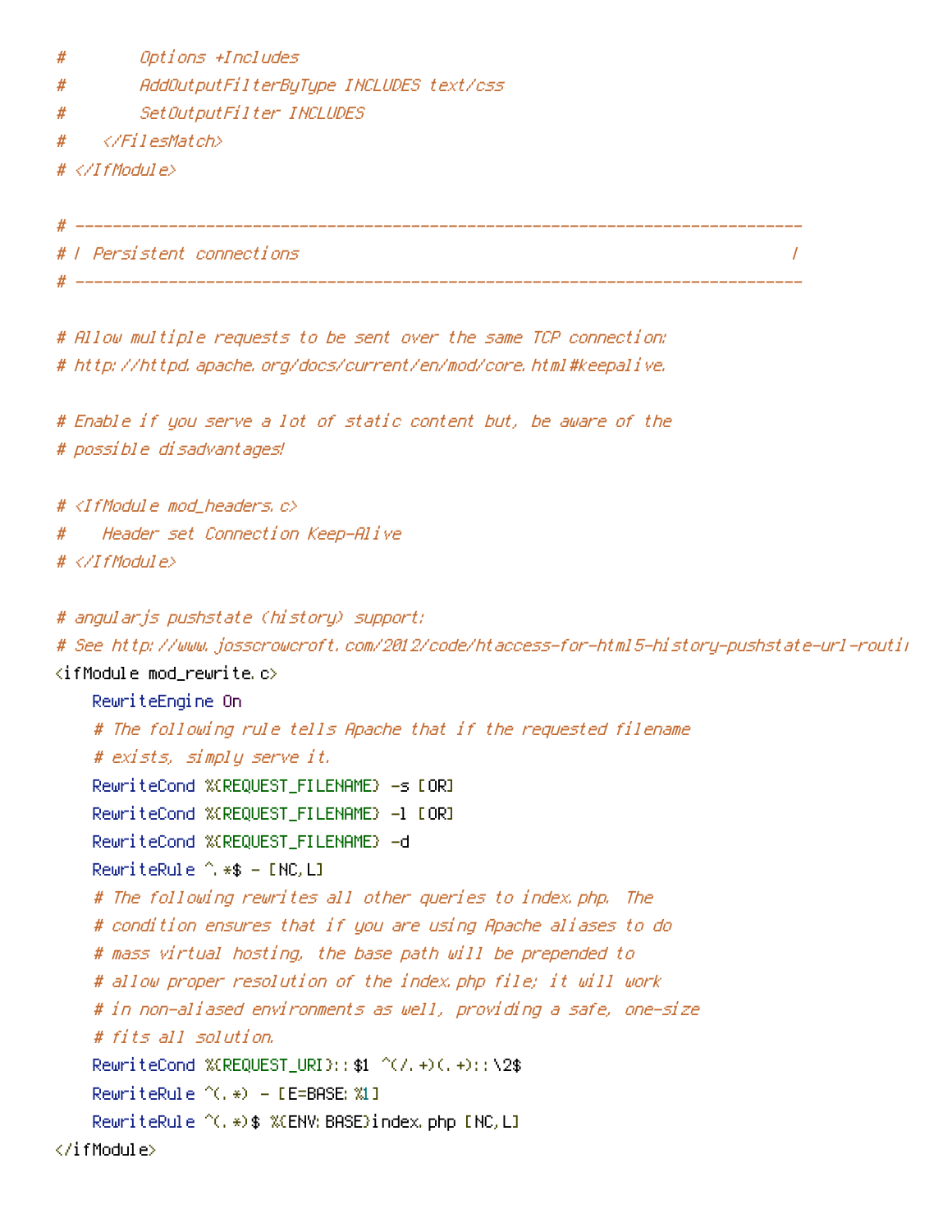```
#        Options +Includes
#        AddOutputFilterByType INCLUDES text/css
#        SetOutputFilter INCLUDES
#    </FilesMatch>
# </IfModule>

# ------------------------------------------------------------------------------
# | Persistent connections                                                     |
# ------------------------------------------------------------------------------

# Allow multiple requests to be sent over the same TCP connection:
# http://httpd.apache.org/docs/current/en/mod/core.html#keepalive.

# Enable if you serve a lot of static content but, be aware of the
# possible disadvantages!

# <IfModule mod_headers.c>
#    Header set Connection Keep-Alive
# </IfModule>

# angularjs pushstate (history) support:
# See http://www.josscrowcroft.com/2012/code/htaccess-for-html5-history-pushstate-url-routi
<ifModule mod_rewrite.c>
    RewriteEngine On
    # The following rule tells Apache that if the requested filename
    # exists, simply serve it.
    RewriteCond %{REQUEST_FILENAME} -s [OR]
    RewriteCond %{REQUEST_FILENAME} -l [OR]
    RewriteCond %{REQUEST_FILENAME} -d
    RewriteRule ^.*$ - [NC,L]
    # The following rewrites all other queries to index.php. The
    # condition ensures that if you are using Apache aliases to do
    # mass virtual hosting, the base path will be prepended to
    # allow proper resolution of the index.php file; it will work
    # in non-aliased environments as well, providing a safe, one-size
    # fits all solution.
    RewriteCond %{REQUEST_URI}::$1 ^(/.+)(.+)::\2$
    RewriteRule ^(.*) - [E=BASE:%1]
    RewriteRule ^(.*)$ %{ENV:BASE}index.php [NC,L]
</ifModule>
```